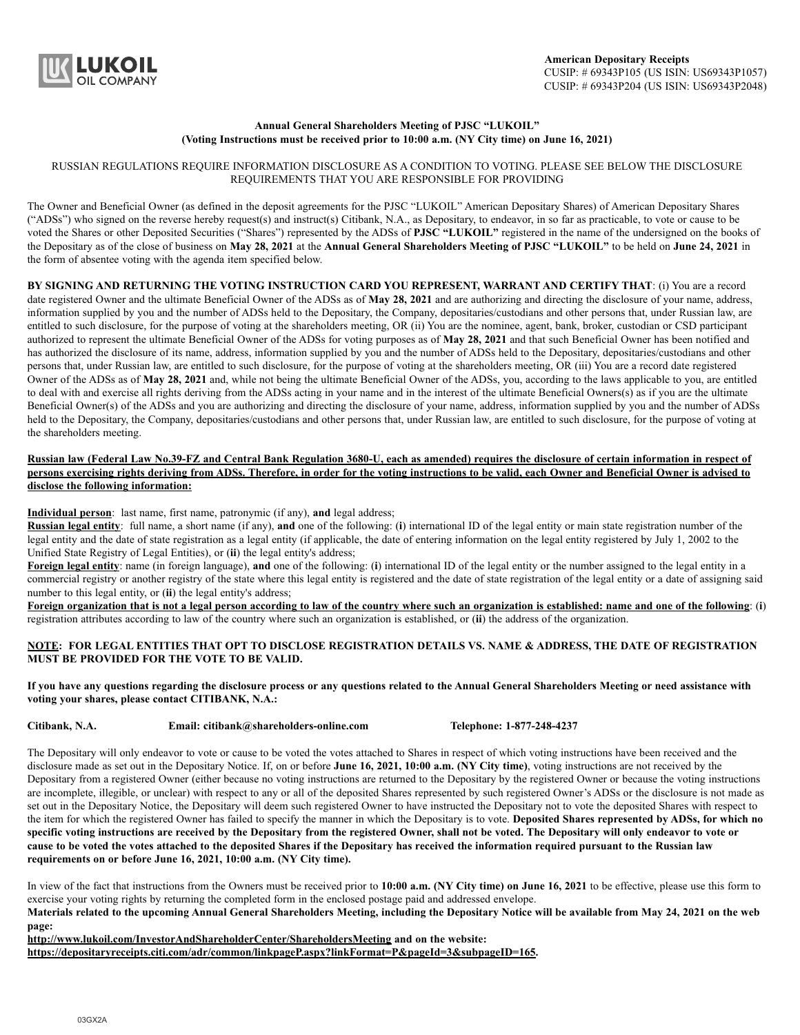**LUKOIL OIL COMPANY**

**American Depositary Receipts**
CUSIP: # 69343P105 (US ISIN: US69343P1057)
CUSIP: # 69343P204 (US ISIN: US69343P2048)

**Annual General Shareholders Meeting of PJSC "LUKOIL"**
**(Voting Instructions must be received prior to 10:00 a.m. (NY City time) on June 16, 2021)**

RUSSIAN REGULATIONS REQUIRE INFORMATION DISCLOSURE AS A CONDITION TO VOTING. PLEASE SEE BELOW THE DISCLOSURE REQUIREMENTS THAT YOU ARE RESPONSIBLE FOR PROVIDING

The Owner and Beneficial Owner (as defined in the deposit agreements for the PJSC "LUKOIL" American Depositary Shares) of American Depositary Shares ("ADSs") who signed on the reverse hereby request(s) and instruct(s) Citibank, N.A., as Depositary, to endeavor, in so far as practicable, to vote or cause to be voted the Shares or other Deposited Securities ("Shares") represented by the ADSs of **PJSC "LUKOIL"** registered in the name of the undersigned on the books of the Depositary as of the close of business on **May 28, 2021** at the **Annual General Shareholders Meeting of PJSC "LUKOIL"** to be held on **June 24, 2021** in the form of absentee voting with the agenda item specified below.

**BY SIGNING AND RETURNING THE VOTING INSTRUCTION CARD YOU REPRESENT, WARRANT AND CERTIFY THAT**: (i) You are a record date registered Owner and the ultimate Beneficial Owner of the ADSs as of **May 28, 2021** and are authorizing and directing the disclosure of your name, address, information supplied by you and the number of ADSs held to the Depositary, the Company, depositaries/custodians and other persons that, under Russian law, are entitled to such disclosure, for the purpose of voting at the shareholders meeting, OR (ii) You are the nominee, agent, bank, broker, custodian or CSD participant authorized to represent the ultimate Beneficial Owner of the ADSs for voting purposes as of **May 28, 2021** and that such Beneficial Owner has been notified and has authorized the disclosure of its name, address, information supplied by you and the number of ADSs held to the Depositary, depositaries/custodians and other persons that, under Russian law, are entitled to such disclosure, for the purpose of voting at the shareholders meeting, OR (iii) You are a record date registered Owner of the ADSs as of **May 28, 2021** and, while not being the ultimate Beneficial Owner of the ADSs, you, according to the laws applicable to you, are entitled to deal with and exercise all rights deriving from the ADSs acting in your name and in the interest of the ultimate Beneficial Owners(s) as if you are the ultimate Beneficial Owner(s) of the ADSs and you are authorizing and directing the disclosure of your name, address, information supplied by you and the number of ADSs held to the Depositary, the Company, depositaries/custodians and other persons that, under Russian law, are entitled to such disclosure, for the purpose of voting at the shareholders meeting.

**Russian law (Federal Law No.39-FZ and Central Bank Regulation 3680-U, each as amended) requires the disclosure of certain information in respect of persons exercising rights deriving from ADSs. Therefore, in order for the voting instructions to be valid, each Owner and Beneficial Owner is advised to disclose the following information:**

**Individual person**: last name, first name, patronymic (if any), **and** legal address;
**Russian legal entity**: full name, a short name (if any), **and** one of the following: (**i**) international ID of the legal entity or main state registration number of the legal entity and the date of state registration as a legal entity (if applicable, the date of entering information on the legal entity registered by July 1, 2002 to the Unified State Registry of Legal Entities), or (**ii**) the legal entity's address;
**Foreign legal entity**: name (in foreign language), **and** one of the following: (**i**) international ID of the legal entity or the number assigned to the legal entity in a commercial registry or another registry of the state where this legal entity is registered and the date of state registration of the legal entity or a date of assigning said number to this legal entity, or (**ii**) the legal entity's address;
**Foreign organization that is not a legal person according to law of the country where such an organization is established: name and one of the following**: (**i**) registration attributes according to law of the country where such an organization is established, or (**ii**) the address of the organization.

**NOTE: FOR LEGAL ENTITIES THAT OPT TO DISCLOSE REGISTRATION DETAILS VS. NAME & ADDRESS, THE DATE OF REGISTRATION MUST BE PROVIDED FOR THE VOTE TO BE VALID.**

**If you have any questions regarding the disclosure process or any questions related to the Annual General Shareholders Meeting or need assistance with voting your shares, please contact CITIBANK, N.A.:**

**Citibank, N.A. Email: citibank@shareholders-online.com Telephone: 1-877-248-4237**

The Depositary will only endeavor to vote or cause to be voted the votes attached to Shares in respect of which voting instructions have been received and the disclosure made as set out in the Depositary Notice. If, on or before **June 16, 2021, 10:00 a.m. (NY City time)**, voting instructions are not received by the Depositary from a registered Owner (either because no voting instructions are returned to the Depositary by the registered Owner or because the voting instructions are incomplete, illegible, or unclear) with respect to any or all of the deposited Shares represented by such registered Owner's ADSs or the disclosure is not made as set out in the Depositary Notice, the Depositary will deem such registered Owner to have instructed the Depositary not to vote the deposited Shares with respect to the item for which the registered Owner has failed to specify the manner in which the Depositary is to vote. **Deposited Shares represented by ADSs, for which no specific voting instructions are received by the Depositary from the registered Owner, shall not be voted. The Depositary will only endeavor to vote or cause to be voted the votes attached to the deposited Shares if the Depositary has received the information required pursuant to the Russian law requirements on or before June 16, 2021, 10:00 a.m. (NY City time).**

In view of the fact that instructions from the Owners must be received prior to **10:00 a.m. (NY City time) on June 16, 2021** to be effective, please use this form to exercise your voting rights by returning the completed form in the enclosed postage paid and addressed envelope.
**Materials related to the upcoming Annual General Shareholders Meeting, including the Depositary Notice will be available from May 24, 2021 on the web page:**
**http://www.lukoil.com/InvestorAndShareholderCenter/ShareholdersMeeting and on the website:**
**https://depositaryreceipts.citi.com/adr/common/linkpageP.aspx?linkFormat=P&pageId=3&subpageID=165.**

03GX2A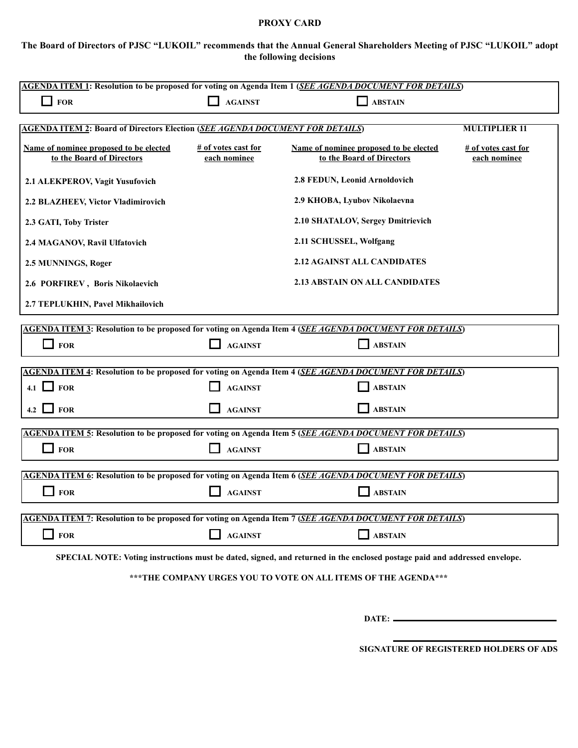**PROXY CARD**

**The Board of Directors of PJSC "LUKOIL" recommends that the Annual General Shareholders Meeting of PJSC "LUKOIL" adopt the following decisions**

**AGENDA ITEM 1: Resolution to be proposed for voting on Agenda Item 1 (*SEE AGENDA DOCUMENT FOR DETAILS*)**

☐ **FOR** ☐ **AGAINST** ☐ **ABSTAIN**

**AGENDA ITEM 2: Board of Directors Election (*SEE AGENDA DOCUMENT FOR DETAILS*)** **MULTIPLIER 11**

| Name of nominee proposed to be elected to the Board of Directors | # of votes cast for each nominee | Name of nominee proposed to be elected to the Board of Directors | # of votes cast for each nominee |
|---|---|---|---|
| 2.1 ALEKPEROV, Vagit Yusufovich | | 2.8 FEDUN, Leonid Arnoldovich | |
| 2.2 BLAZHEEV, Victor Vladimirovich | | 2.9 KHOBA, Lyubov Nikolaevna | |
| 2.3 GATI, Toby Trister | | 2.10 SHATALOV, Sergey Dmitrievich | |
| 2.4 MAGANOV, Ravil Ulfatovich | | 2.11 SCHUSSEL, Wolfgang | |
| 2.5 MUNNINGS, Roger | | 2.12 AGAINST ALL CANDIDATES | |
| 2.6 PORFIREV , Boris Nikolaevich | | 2.13 ABSTAIN ON ALL CANDIDATES | |
| 2.7 TEPLUKHIN, Pavel Mikhailovich | | | |

**AGENDA ITEM 3: Resolution to be proposed for voting on Agenda Item 4 (*SEE AGENDA DOCUMENT FOR DETAILS*)**

☐ **FOR** ☐ **AGAINST** ☐ **ABSTAIN**

**AGENDA ITEM 4: Resolution to be proposed for voting on Agenda Item 4 (*SEE AGENDA DOCUMENT FOR DETAILS*)**

**4.1** ☐ **FOR** ☐ **AGAINST** ☐ **ABSTAIN**

**4.2** ☐ **FOR** ☐ **AGAINST** ☐ **ABSTAIN**

**AGENDA ITEM 5: Resolution to be proposed for voting on Agenda Item 5 (*SEE AGENDA DOCUMENT FOR DETAILS*)**

☐ **FOR** ☐ **AGAINST** ☐ **ABSTAIN**

**AGENDA ITEM 6: Resolution to be proposed for voting on Agenda Item 6 (*SEE AGENDA DOCUMENT FOR DETAILS*)**

☐ **FOR** ☐ **AGAINST** ☐ **ABSTAIN**

**AGENDA ITEM 7: Resolution to be proposed for voting on Agenda Item 7 (*SEE AGENDA DOCUMENT FOR DETAILS*)**

☐ **FOR** ☐ **AGAINST** ☐ **ABSTAIN**

**SPECIAL NOTE: Voting instructions must be dated, signed, and returned in the enclosed postage paid and addressed envelope.**

**\*\*\*THE COMPANY URGES YOU TO VOTE ON ALL ITEMS OF THE AGENDA\*\*\***

**DATE:** ______________________

______________________

**SIGNATURE OF REGISTERED HOLDERS OF ADS**